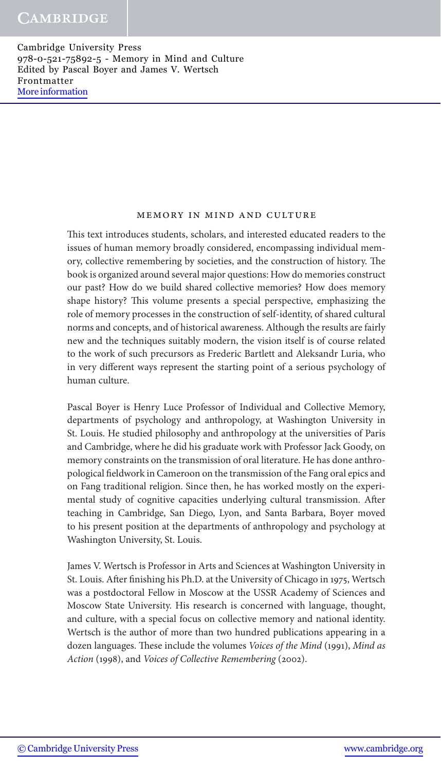# MEMORY IN MIND AND CULTURE

This text introduces students, scholars, and interested educated readers to the issues of human memory broadly considered, encompassing individual memory, collective remembering by societies, and the construction of history. The book is organized around several major questions: How do memories construct our past? How do we build shared collective memories? How does memory shape history? This volume presents a special perspective, emphasizing the role of memory processes in the construction of self-identity, of shared cultural norms and concepts, and of historical awareness. Although the results are fairly new and the techniques suitably modern, the vision itself is of course related to the work of such precursors as Frederic Bartlett and Aleksandr Luria, who in very different ways represent the starting point of a serious psychology of human culture.

Pascal Boyer is Henry Luce Professor of Individual and Collective Memory, departments of psychology and anthropology, at Washington University in St. Louis. He studied philosophy and anthropology at the universities of Paris and Cambridge, where he did his graduate work with Professor Jack Goody, on memory constraints on the transmission of oral literature. He has done anthropological fieldwork in Cameroon on the transmission of the Fang oral epics and on Fang traditional religion. Since then, he has worked mostly on the experimental study of cognitive capacities underlying cultural transmission. After teaching in Cambridge, San Diego, Lyon, and Santa Barbara, Boyer moved to his present position at the departments of anthropology and psychology at Washington University, St. Louis.

James V. Wertsch is Professor in Arts and Sciences at Washington University in St. Louis. After finishing his Ph.D. at the University of Chicago in 1975, Wertsch was a postdoctoral Fellow in Moscow at the USSR Academy of Sciences and Moscow State University. His research is concerned with language, thought, and culture, with a special focus on collective memory and national identity. Wertsch is the author of more than two hundred publications appearing in a dozen languages. These include the volumes *Voices of the Mind* (1991), *Mind as Action* (1998), and *Voices of Collective Remembering* (2002).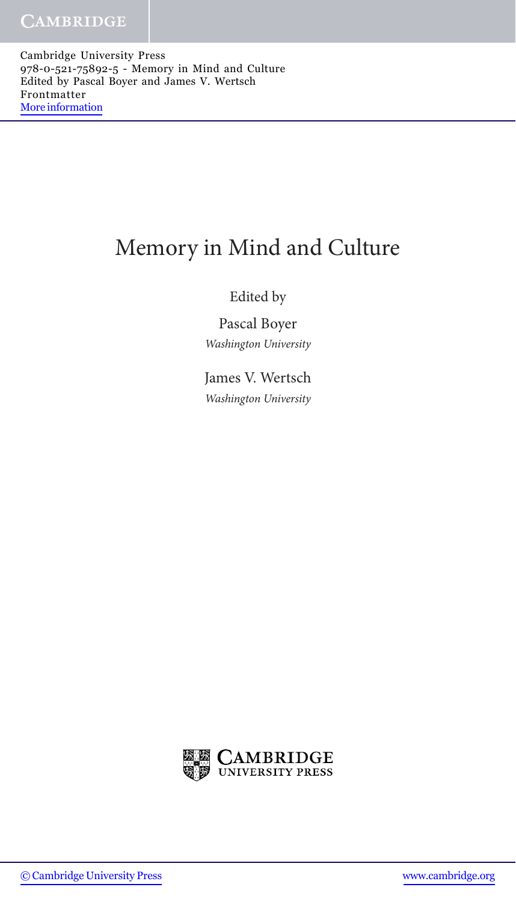# Memory in Mind and Culture

Edited by

Pascal Boyer

*Washington University*

James V. Wertsch

*Washington University*

CAMBRIDGE
UNIVERSITY PRESS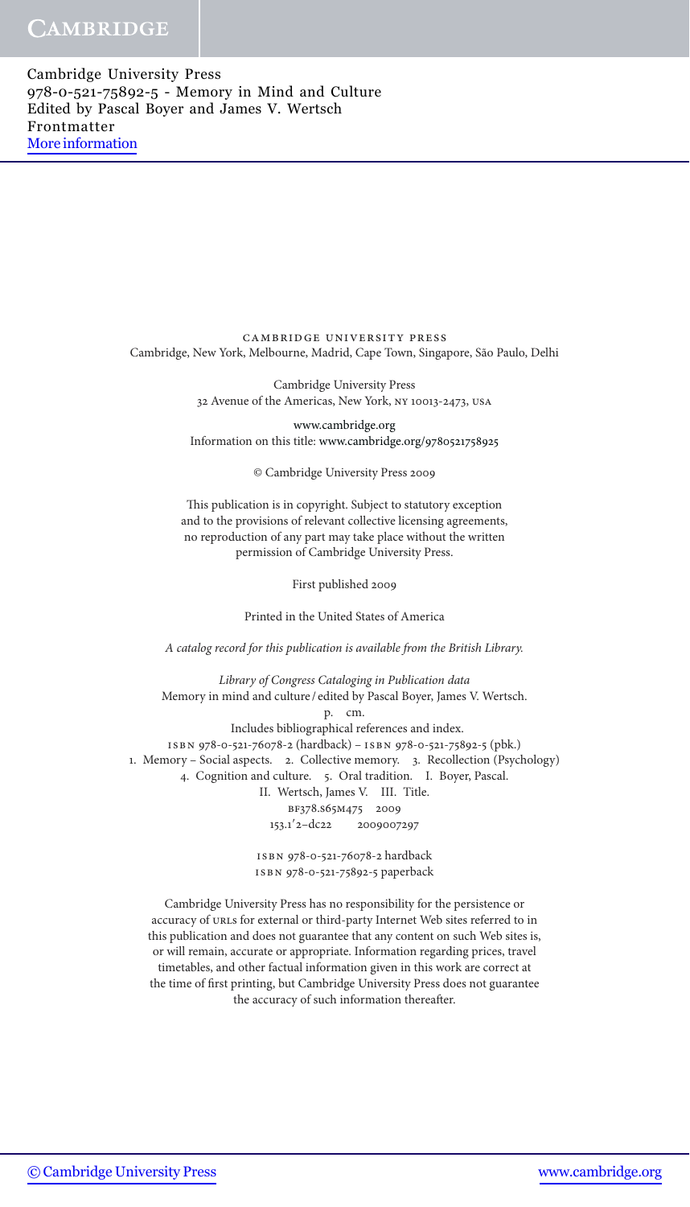cambridge university press

Cambridge, New York, Melbourne, Madrid, Cape Town, Singapore, São Paulo, Delhi

Cambridge University Press
32 Avenue of the Americas, New York, ny 10013-2473, usa

www.cambridge.org
Information on this title: www.cambridge.org/9780521758925

© Cambridge University Press 2009

This publication is in copyright. Subject to statutory exception and to the provisions of relevant collective licensing agreements, no reproduction of any part may take place without the written permission of Cambridge University Press.

First published 2009

Printed in the United States of America

*A catalog record for this publication is available from the British Library.*

*Library of Congress Cataloging in Publication data*
Memory in mind and culture / edited by Pascal Boyer, James V. Wertsch.
p. cm.
Includes bibliographical references and index.
isbn 978-0-521-76078-2 (hardback) – isbn 978-0-521-75892-5 (pbk.)
1. Memory – Social aspects. 2. Collective memory. 3. Recollection (Psychology) 4. Cognition and culture. 5. Oral tradition. I. Boyer, Pascal. II. Wertsch, James V. III. Title.
bf378.s65m475 2009
153.1′2–dc22 2009007297

isbn 978-0-521-76078-2 hardback
isbn 978-0-521-75892-5 paperback

Cambridge University Press has no responsibility for the persistence or accuracy of urls for external or third-party Internet Web sites referred to in this publication and does not guarantee that any content on such Web sites is, or will remain, accurate or appropriate. Information regarding prices, travel timetables, and other factual information given in this work are correct at the time of first printing, but Cambridge University Press does not guarantee the accuracy of such information thereafter.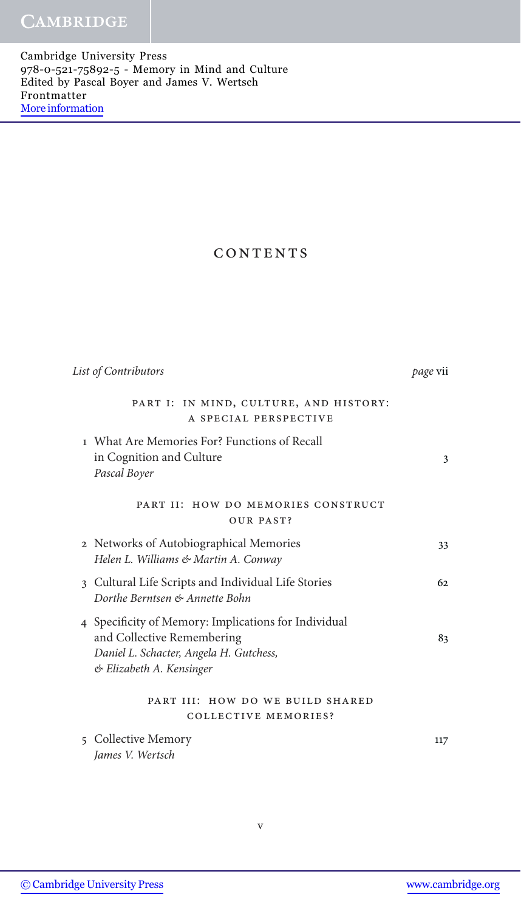# CONTENTS

*List of Contributors* *page* vii

## PART I: IN MIND, CULTURE, AND HISTORY: A SPECIAL PERSPECTIVE

1 What Are Memories For? Functions of Recall in Cognition and Culture — 3
*Pascal Boyer*

## PART II: HOW DO MEMORIES CONSTRUCT OUR PAST?

2 Networks of Autobiographical Memories — 33
*Helen L. Williams & Martin A. Conway*

3 Cultural Life Scripts and Individual Life Stories — 62
*Dorthe Berntsen & Annette Bohn*

4 Specificity of Memory: Implications for Individual and Collective Remembering — 83
*Daniel L. Schacter, Angela H. Gutchess, & Elizabeth A. Kensinger*

## PART III: HOW DO WE BUILD SHARED COLLECTIVE MEMORIES?

5 Collective Memory — 117
*James V. Wertsch*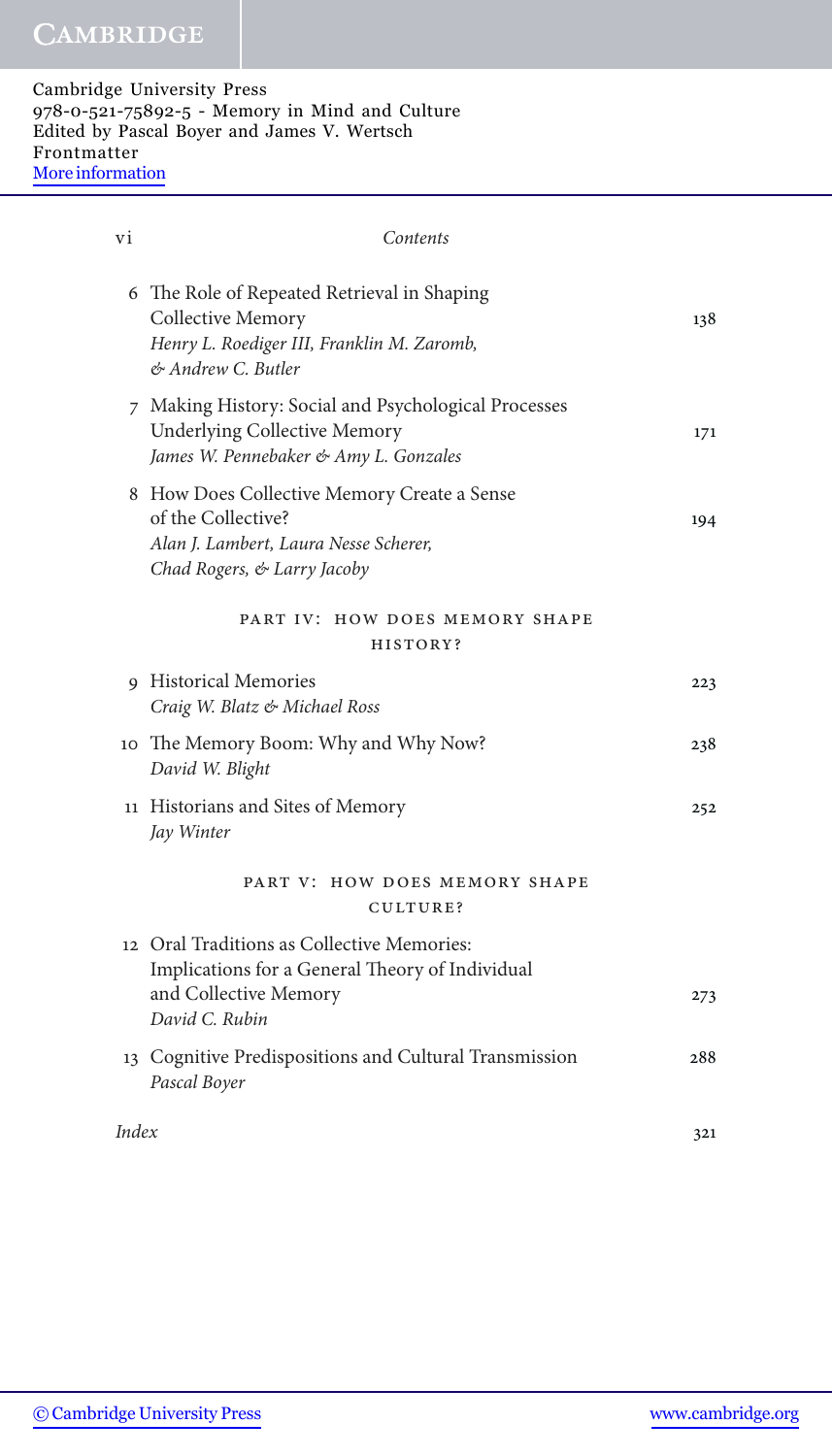6 The Role of Repeated Retrieval in Shaping Collective Memory — 138
*Henry L. Roediger III, Franklin M. Zaromb, & Andrew C. Butler*

7 Making History: Social and Psychological Processes Underlying Collective Memory — 171
*James W. Pennebaker & Amy L. Gonzales*

8 How Does Collective Memory Create a Sense of the Collective? — 194
*Alan J. Lambert, Laura Nesse Scherer, Chad Rogers, & Larry Jacoby*

## PART IV: HOW DOES MEMORY SHAPE HISTORY?

9 Historical Memories — 223
*Craig W. Blatz & Michael Ross*

10 The Memory Boom: Why and Why Now? — 238
*David W. Blight*

11 Historians and Sites of Memory — 252
*Jay Winter*

## PART V: HOW DOES MEMORY SHAPE CULTURE?

12 Oral Traditions as Collective Memories: Implications for a General Theory of Individual and Collective Memory — 273
*David C. Rubin*

13 Cognitive Predispositions and Cultural Transmission — 288
*Pascal Boyer*

*Index* — 321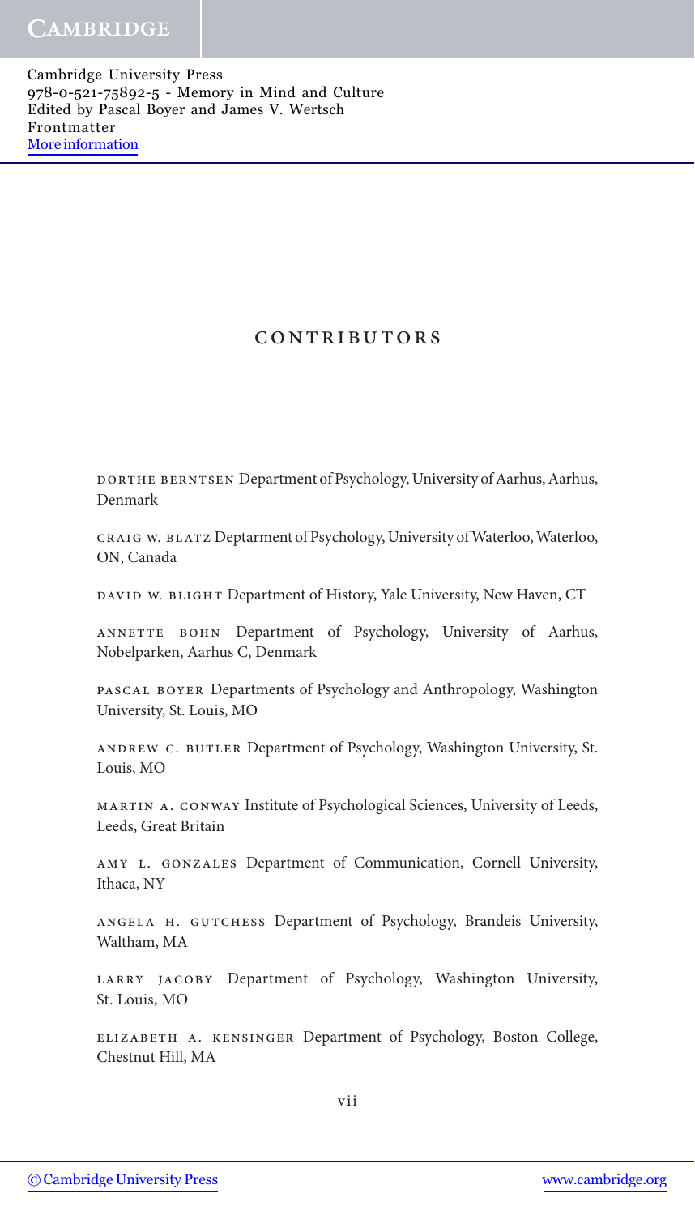# CONTRIBUTORS

DORTHE BERNTSEN Department of Psychology, University of Aarhus, Aarhus, Denmark

CRAIG W. BLATZ Deptarment of Psychology, University of Waterloo, Waterloo, ON, Canada

DAVID W. BLIGHT Department of History, Yale University, New Haven, CT

ANNETTE BOHN Department of Psychology, University of Aarhus, Nobelparken, Aarhus C, Denmark

PASCAL BOYER Departments of Psychology and Anthropology, Washington University, St. Louis, MO

ANDREW C. BUTLER Department of Psychology, Washington University, St. Louis, MO

MARTIN A. CONWAY Institute of Psychological Sciences, University of Leeds, Leeds, Great Britain

AMY L. GONZALES Department of Communication, Cornell University, Ithaca, NY

ANGELA H. GUTCHESS Department of Psychology, Brandeis University, Waltham, MA

LARRY JACOBY Department of Psychology, Washington University, St. Louis, MO

ELIZABETH A. KENSINGER Department of Psychology, Boston College, Chestnut Hill, MA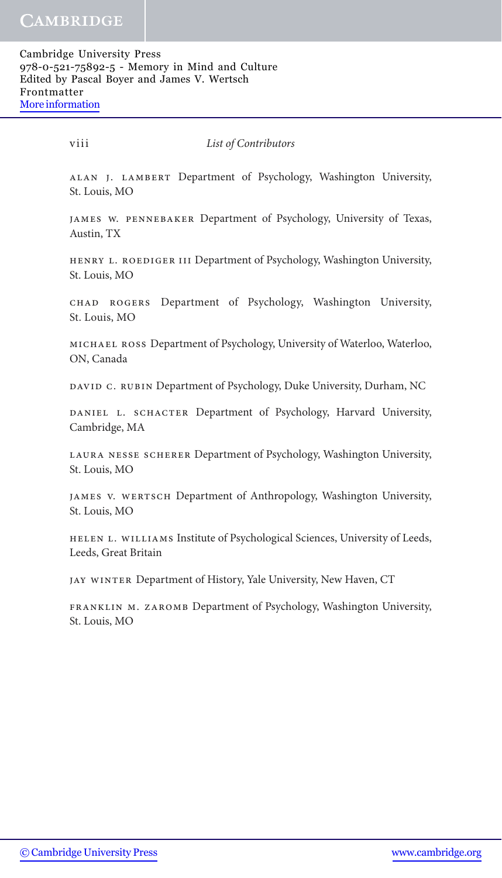ALAN J. LAMBERT Department of Psychology, Washington University, St. Louis, MO

JAMES W. PENNEBAKER Department of Psychology, University of Texas, Austin, TX

HENRY L. ROEDIGER III Department of Psychology, Washington University, St. Louis, MO

CHAD ROGERS Department of Psychology, Washington University, St. Louis, MO

MICHAEL ROSS Department of Psychology, University of Waterloo, Waterloo, ON, Canada

DAVID C. RUBIN Department of Psychology, Duke University, Durham, NC

DANIEL L. SCHACTER Department of Psychology, Harvard University, Cambridge, MA

LAURA NESSE SCHERER Department of Psychology, Washington University, St. Louis, MO

JAMES V. WERTSCH Department of Anthropology, Washington University, St. Louis, MO

HELEN L. WILLIAMS Institute of Psychological Sciences, University of Leeds, Leeds, Great Britain

JAY WINTER Department of History, Yale University, New Haven, CT

FRANKLIN M. ZAROMB Department of Psychology, Washington University, St. Louis, MO